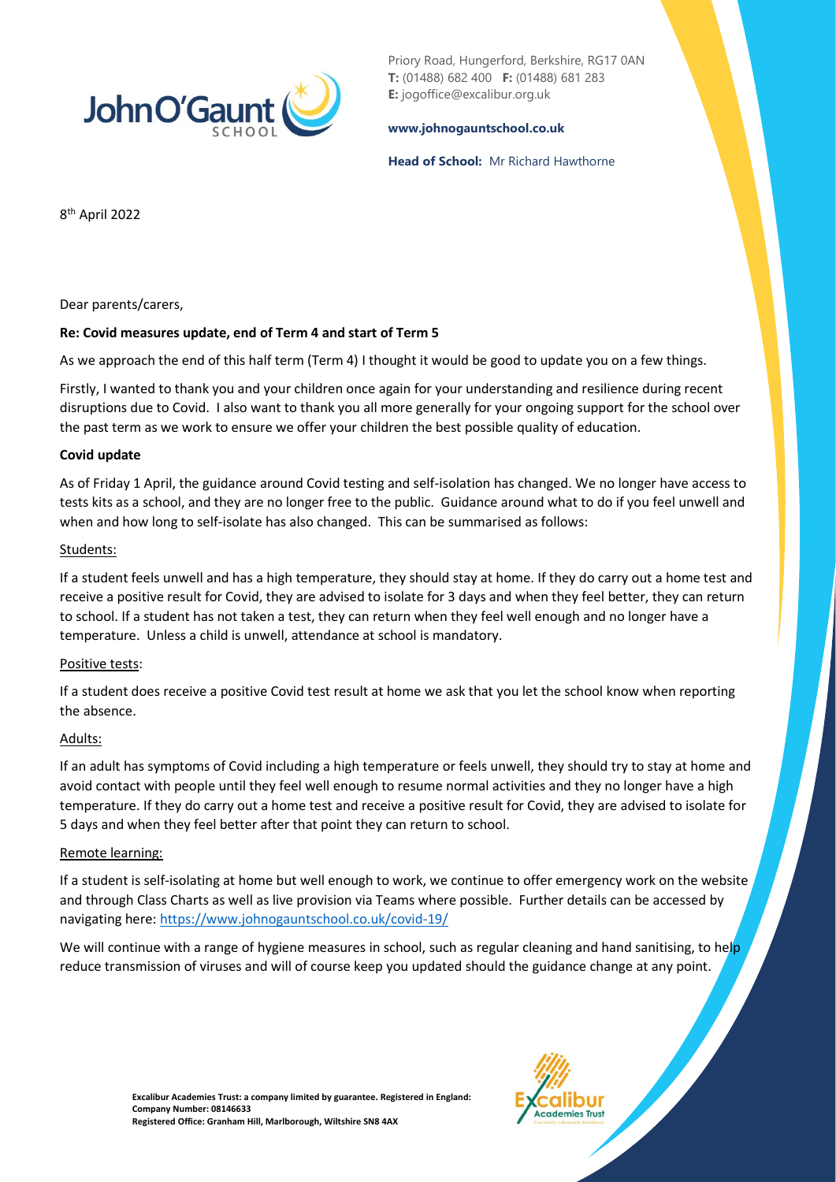Priory Road, Hungerford, Berkshire, RG17 0AN
**T:** (01488) 682 400 **F:** (01488) 681 283
**E:** jogoffice@excalibur.org.uk

**www.johnogauntschool.co.uk**

**Head of School:** Mr Richard Hawthorne

8th April 2022

Dear parents/carers,

**Re: Covid measures update, end of Term 4 and start of Term 5**

As we approach the end of this half term (Term 4) I thought it would be good to update you on a few things.

Firstly, I wanted to thank you and your children once again for your understanding and resilience during recent disruptions due to Covid. I also want to thank you all more generally for your ongoing support for the school over the past term as we work to ensure we offer your children the best possible quality of education.

**Covid update**

As of Friday 1 April, the guidance around Covid testing and self-isolation has changed. We no longer have access to tests kits as a school, and they are no longer free to the public. Guidance around what to do if you feel unwell and when and how long to self-isolate has also changed. This can be summarised as follows:

Students:

If a student feels unwell and has a high temperature, they should stay at home. If they do carry out a home test and receive a positive result for Covid, they are advised to isolate for 3 days and when they feel better, they can return to school. If a student has not taken a test, they can return when they feel well enough and no longer have a temperature. Unless a child is unwell, attendance at school is mandatory.

Positive tests:

If a student does receive a positive Covid test result at home we ask that you let the school know when reporting the absence.

Adults:

If an adult has symptoms of Covid including a high temperature or feels unwell, they should try to stay at home and avoid contact with people until they feel well enough to resume normal activities and they no longer have a high temperature. If they do carry out a home test and receive a positive result for Covid, they are advised to isolate for 5 days and when they feel better after that point they can return to school.

Remote learning:

If a student is self-isolating at home but well enough to work, we continue to offer emergency work on the website and through Class Charts as well as live provision via Teams where possible. Further details can be accessed by navigating here: https://www.johnogauntschool.co.uk/covid-19/

We will continue with a range of hygiene measures in school, such as regular cleaning and hand sanitising, to help reduce transmission of viruses and will of course keep you updated should the guidance change at any point.

**Excalibur Academies Trust: a company limited by guarantee. Registered in England: Company Number: 08146633**
**Registered Office: Granham Hill, Marlborough, Wiltshire SN8 4AX**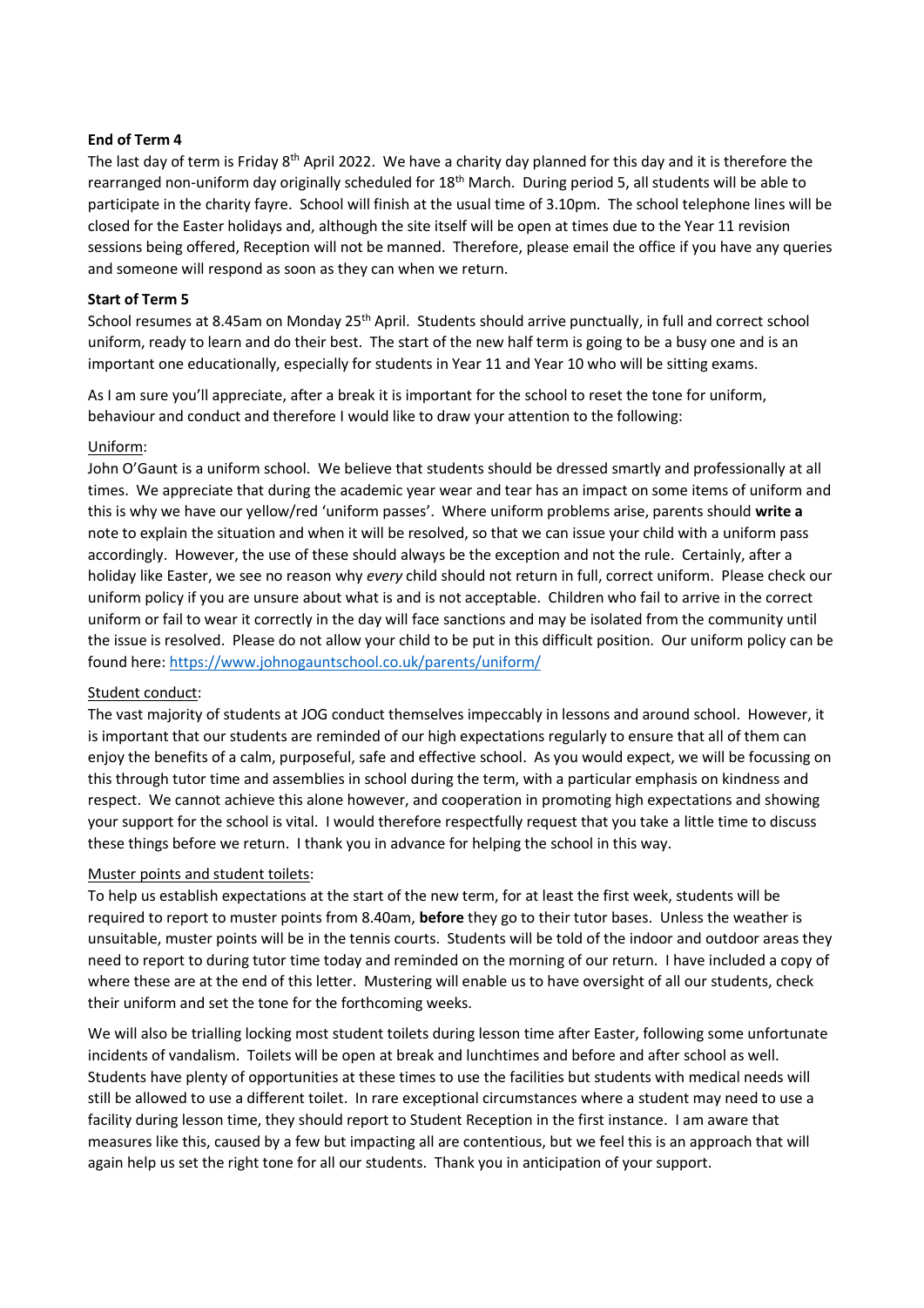**End of Term 4**

The last day of term is Friday 8th April 2022. We have a charity day planned for this day and it is therefore the rearranged non-uniform day originally scheduled for 18th March. During period 5, all students will be able to participate in the charity fayre. School will finish at the usual time of 3.10pm. The school telephone lines will be closed for the Easter holidays and, although the site itself will be open at times due to the Year 11 revision sessions being offered, Reception will not be manned. Therefore, please email the office if you have any queries and someone will respond as soon as they can when we return.

**Start of Term 5**

School resumes at 8.45am on Monday 25th April. Students should arrive punctually, in full and correct school uniform, ready to learn and do their best. The start of the new half term is going to be a busy one and is an important one educationally, especially for students in Year 11 and Year 10 who will be sitting exams.

As I am sure you'll appreciate, after a break it is important for the school to reset the tone for uniform, behaviour and conduct and therefore I would like to draw your attention to the following:

Uniform:

John O'Gaunt is a uniform school. We believe that students should be dressed smartly and professionally at all times. We appreciate that during the academic year wear and tear has an impact on some items of uniform and this is why we have our yellow/red 'uniform passes'. Where uniform problems arise, parents should **write a** note to explain the situation and when it will be resolved, so that we can issue your child with a uniform pass accordingly. However, the use of these should always be the exception and not the rule. Certainly, after a holiday like Easter, we see no reason why *every* child should not return in full, correct uniform. Please check our uniform policy if you are unsure about what is and is not acceptable. Children who fail to arrive in the correct uniform or fail to wear it correctly in the day will face sanctions and may be isolated from the community until the issue is resolved. Please do not allow your child to be put in this difficult position. Our uniform policy can be found here: https://www.johnogauntschool.co.uk/parents/uniform/

Student conduct:

The vast majority of students at JOG conduct themselves impeccably in lessons and around school. However, it is important that our students are reminded of our high expectations regularly to ensure that all of them can enjoy the benefits of a calm, purposeful, safe and effective school. As you would expect, we will be focussing on this through tutor time and assemblies in school during the term, with a particular emphasis on kindness and respect. We cannot achieve this alone however, and cooperation in promoting high expectations and showing your support for the school is vital. I would therefore respectfully request that you take a little time to discuss these things before we return. I thank you in advance for helping the school in this way.

Muster points and student toilets:

To help us establish expectations at the start of the new term, for at least the first week, students will be required to report to muster points from 8.40am, **before** they go to their tutor bases. Unless the weather is unsuitable, muster points will be in the tennis courts. Students will be told of the indoor and outdoor areas they need to report to during tutor time today and reminded on the morning of our return. I have included a copy of where these are at the end of this letter. Mustering will enable us to have oversight of all our students, check their uniform and set the tone for the forthcoming weeks.

We will also be trialling locking most student toilets during lesson time after Easter, following some unfortunate incidents of vandalism. Toilets will be open at break and lunchtimes and before and after school as well. Students have plenty of opportunities at these times to use the facilities but students with medical needs will still be allowed to use a different toilet. In rare exceptional circumstances where a student may need to use a facility during lesson time, they should report to Student Reception in the first instance. I am aware that measures like this, caused by a few but impacting all are contentious, but we feel this is an approach that will again help us set the right tone for all our students. Thank you in anticipation of your support.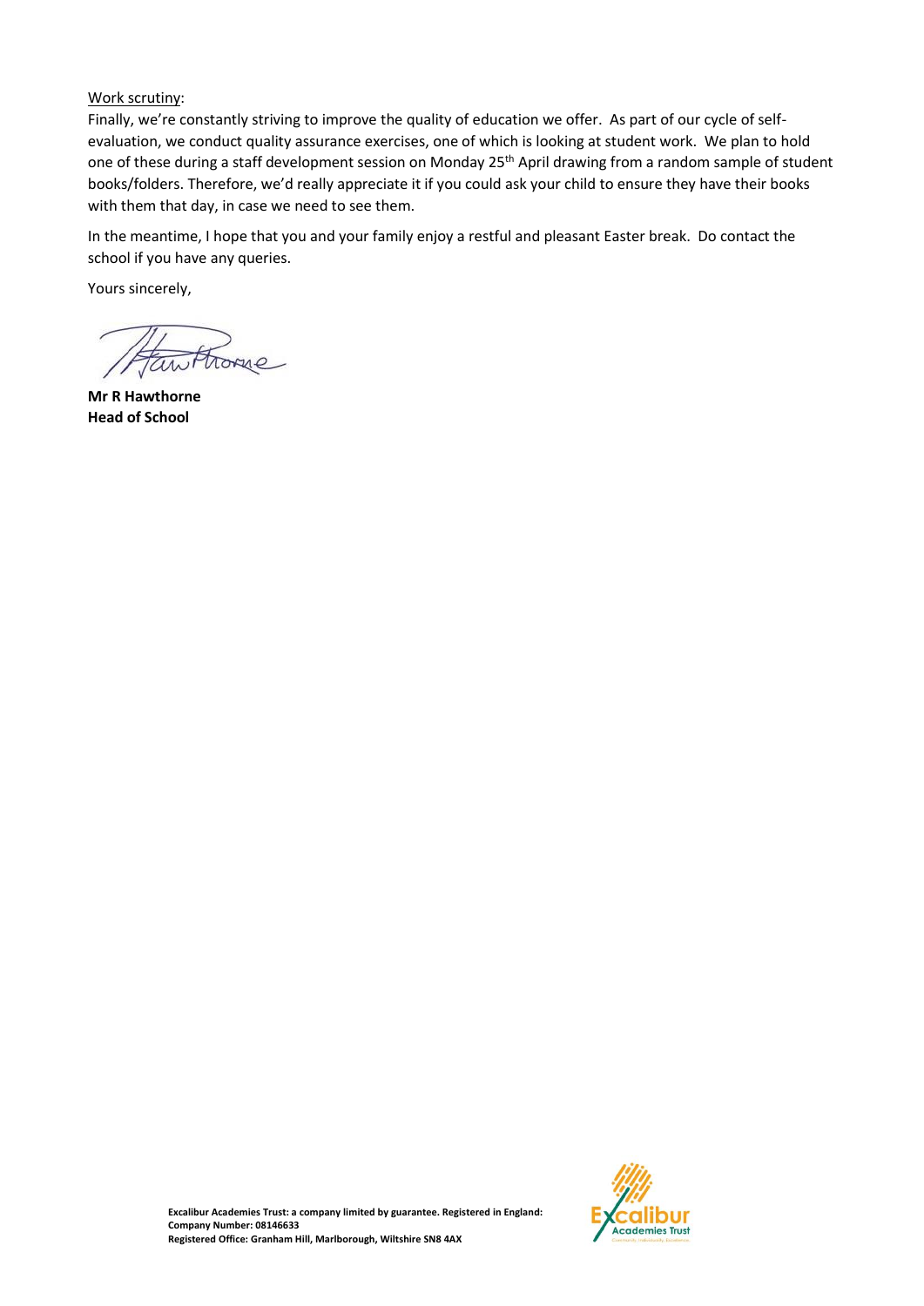Work scrutiny:

Finally, we're constantly striving to improve the quality of education we offer. As part of our cycle of self-evaluation, we conduct quality assurance exercises, one of which is looking at student work. We plan to hold one of these during a staff development session on Monday 25th April drawing from a random sample of student books/folders. Therefore, we'd really appreciate it if you could ask your child to ensure they have their books with them that day, in case we need to see them.

In the meantime, I hope that you and your family enjoy a restful and pleasant Easter break. Do contact the school if you have any queries.

Yours sincerely,

**Mr R Hawthorne**
**Head of School**

**Excalibur Academies Trust: a company limited by guarantee. Registered in England:**
**Company Number: 08146633**
**Registered Office: Granham Hill, Marlborough, Wiltshire SN8 4AX**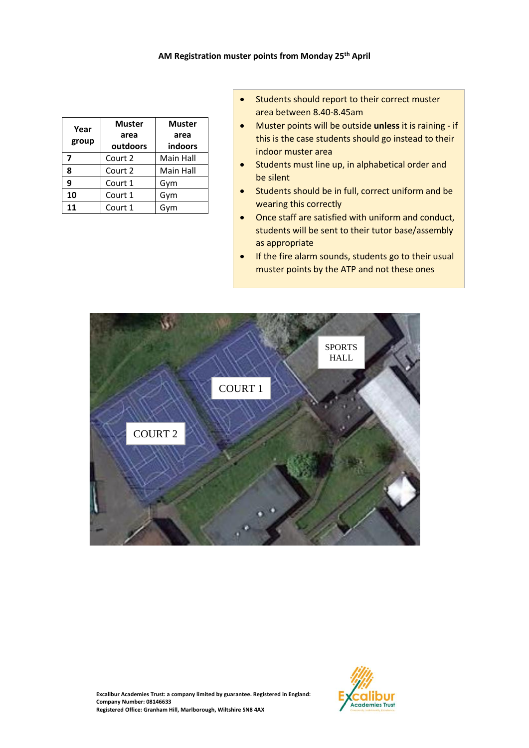**AM Registration muster points from Monday 25th April**

| Year group | Muster area outdoors | Muster area indoors |
|---|---|---|
| **7** | Court 2 | Main Hall |
| **8** | Court 2 | Main Hall |
| **9** | Court 1 | Gym |
| **10** | Court 1 | Gym |
| **11** | Court 1 | Gym |

- Students should report to their correct muster area between 8.40-8.45am
- Muster points will be outside **unless** it is raining - if this is the case students should go instead to their indoor muster area
- Students must line up, in alphabetical order and be silent
- Students should be in full, correct uniform and be wearing this correctly
- Once staff are satisfied with uniform and conduct, students will be sent to their tutor base/assembly as appropriate
- If the fire alarm sounds, students go to their usual muster points by the ATP and not these ones

SPORTS HALL

COURT 1

COURT 2

**Excalibur Academies Trust: a company limited by guarantee. Registered in England:**
**Company Number: 08146633**
**Registered Office: Granham Hill, Marlborough, Wiltshire SN8 4AX**